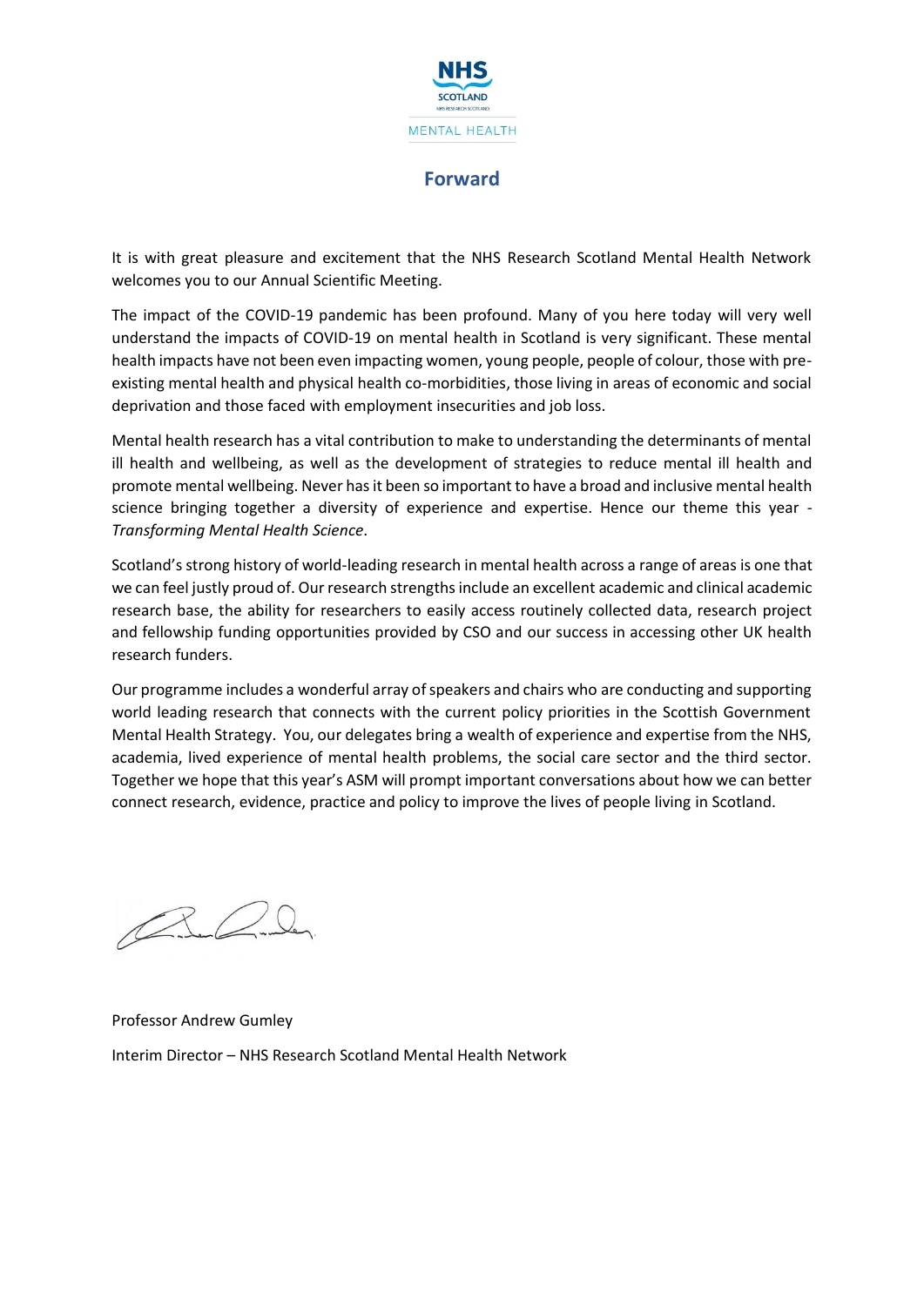# Forward

It is with great pleasure and excitement that the NHS Research Scotland Mental Health Network welcomes you to our Annual Scientific Meeting.

The impact of the COVID-19 pandemic has been profound. Many of you here today will very well understand the impacts of COVID-19 on mental health in Scotland is very significant. These mental health impacts have not been even impacting women, young people, people of colour, those with pre-existing mental health and physical health co-morbidities, those living in areas of economic and social deprivation and those faced with employment insecurities and job loss.

Mental health research has a vital contribution to make to understanding the determinants of mental ill health and wellbeing, as well as the development of strategies to reduce mental ill health and promote mental wellbeing. Never has it been so important to have a broad and inclusive mental health science bringing together a diversity of experience and expertise. Hence our theme this year - *Transforming Mental Health Science*.

Scotland's strong history of world-leading research in mental health across a range of areas is one that we can feel justly proud of. Our research strengths include an excellent academic and clinical academic research base, the ability for researchers to easily access routinely collected data, research project and fellowship funding opportunities provided by CSO and our success in accessing other UK health research funders.

Our programme includes a wonderful array of speakers and chairs who are conducting and supporting world leading research that connects with the current policy priorities in the Scottish Government Mental Health Strategy. You, our delegates bring a wealth of experience and expertise from the NHS, academia, lived experience of mental health problems, the social care sector and the third sector. Together we hope that this year's ASM will prompt important conversations about how we can better connect research, evidence, practice and policy to improve the lives of people living in Scotland.

Professor Andrew Gumley

Interim Director – NHS Research Scotland Mental Health Network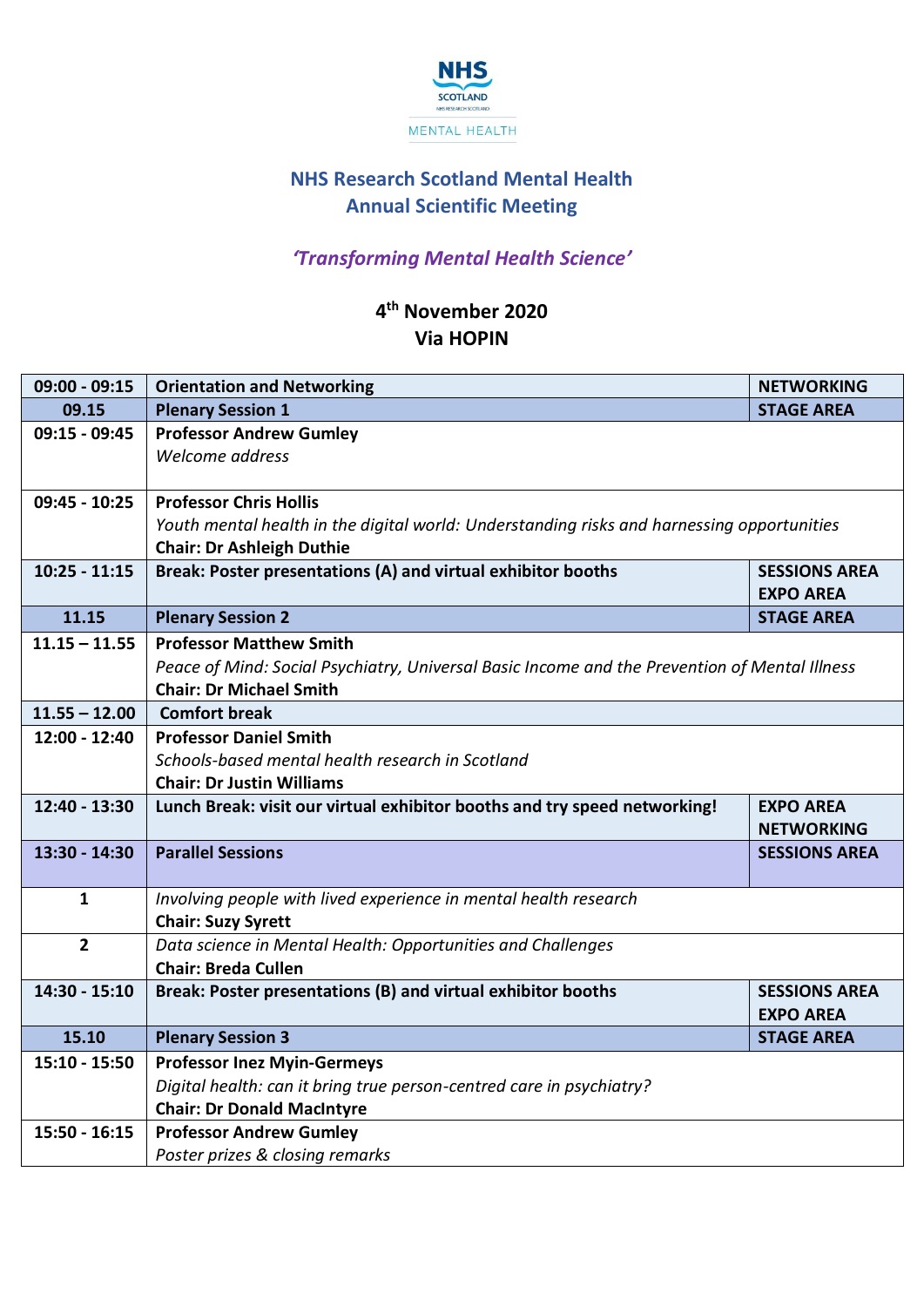NHS SCOTLAND

MENTAL HEALTH

## NHS Research Scotland Mental Health Annual Scientific Meeting

### *'Transforming Mental Health Science'*

**4th November 2020**
**Via HOPIN**

| | | |
|---|---|---|
| **09:00 - 09:15** | **Orientation and Networking** | **NETWORKING** |
| **09.15** | **Plenary Session 1** | **STAGE AREA** |
| **09:15 - 09:45** | **Professor Andrew Gumley**<br>*Welcome address* | |
| **09:45 - 10:25** | **Professor Chris Hollis**<br>*Youth mental health in the digital world: Understanding risks and harnessing opportunities*<br>**Chair: Dr Ashleigh Duthie** | |
| **10:25 - 11:15** | **Break: Poster presentations (A) and virtual exhibitor booths** | **SESSIONS AREA**<br>**EXPO AREA** |
| **11.15** | **Plenary Session 2** | **STAGE AREA** |
| **11.15 – 11.55** | **Professor Matthew Smith**<br>*Peace of Mind: Social Psychiatry, Universal Basic Income and the Prevention of Mental Illness*<br>**Chair: Dr Michael Smith** | |
| **11.55 – 12.00** | **Comfort break** | |
| **12:00 - 12:40** | **Professor Daniel Smith**<br>*Schools-based mental health research in Scotland*<br>**Chair: Dr Justin Williams** | |
| **12:40 - 13:30** | **Lunch Break: visit our virtual exhibitor booths and try speed networking!** | **EXPO AREA**<br>**NETWORKING** |
| **13:30 - 14:30** | **Parallel Sessions** | **SESSIONS AREA** |
| **1** | *Involving people with lived experience in mental health research*<br>**Chair: Suzy Syrett** | |
| **2** | *Data science in Mental Health: Opportunities and Challenges*<br>**Chair: Breda Cullen** | |
| **14:30 - 15:10** | **Break: Poster presentations (B) and virtual exhibitor booths** | **SESSIONS AREA**<br>**EXPO AREA** |
| **15.10** | **Plenary Session 3** | **STAGE AREA** |
| **15:10 - 15:50** | **Professor Inez Myin-Germeys**<br>*Digital health: can it bring true person-centred care in psychiatry?*<br>**Chair: Dr Donald MacIntyre** | |
| **15:50 - 16:15** | **Professor Andrew Gumley**<br>*Poster prizes & closing remarks* | |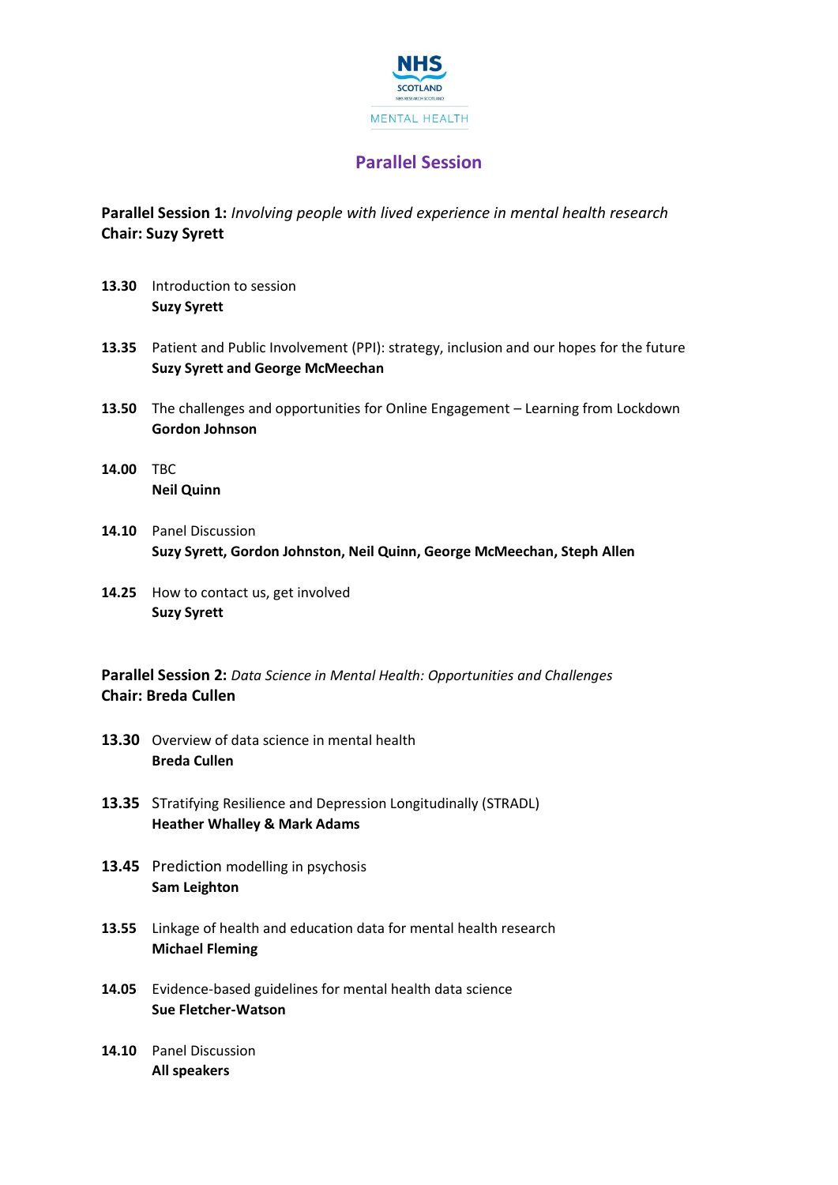## Parallel Session

**Parallel Session 1:** *Involving people with lived experience in mental health research*
**Chair: Suzy Syrett**

**13.30** Introduction to session
**Suzy Syrett**

**13.35** Patient and Public Involvement (PPI): strategy, inclusion and our hopes for the future
**Suzy Syrett and George McMeechan**

**13.50** The challenges and opportunities for Online Engagement – Learning from Lockdown
**Gordon Johnson**

**14.00** TBC
**Neil Quinn**

**14.10** Panel Discussion
**Suzy Syrett, Gordon Johnston, Neil Quinn, George McMeechan, Steph Allen**

**14.25** How to contact us, get involved
**Suzy Syrett**

**Parallel Session 2:** *Data Science in Mental Health: Opportunities and Challenges*
**Chair: Breda Cullen**

**13.30** Overview of data science in mental health
**Breda Cullen**

**13.35** STratifying Resilience and Depression Longitudinally (STRADL)
**Heather Whalley & Mark Adams**

**13.45** Prediction modelling in psychosis
**Sam Leighton**

**13.55** Linkage of health and education data for mental health research
**Michael Fleming**

**14.05** Evidence-based guidelines for mental health data science
**Sue Fletcher-Watson**

**14.10** Panel Discussion
**All speakers**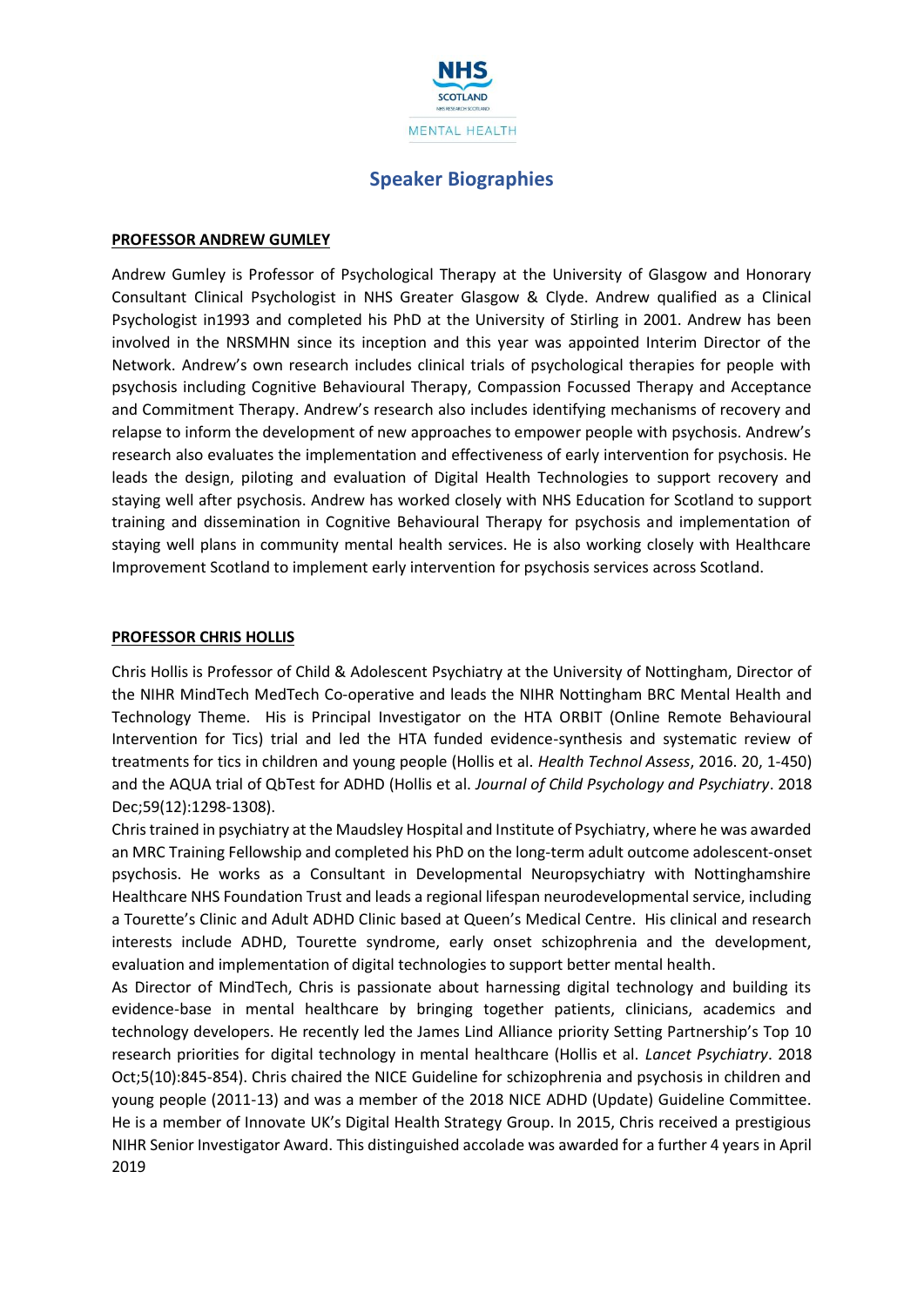# Speaker Biographies

**PROFESSOR ANDREW GUMLEY**

Andrew Gumley is Professor of Psychological Therapy at the University of Glasgow and Honorary Consultant Clinical Psychologist in NHS Greater Glasgow & Clyde. Andrew qualified as a Clinical Psychologist in1993 and completed his PhD at the University of Stirling in 2001. Andrew has been involved in the NRSMHN since its inception and this year was appointed Interim Director of the Network. Andrew's own research includes clinical trials of psychological therapies for people with psychosis including Cognitive Behavioural Therapy, Compassion Focussed Therapy and Acceptance and Commitment Therapy. Andrew's research also includes identifying mechanisms of recovery and relapse to inform the development of new approaches to empower people with psychosis. Andrew's research also evaluates the implementation and effectiveness of early intervention for psychosis. He leads the design, piloting and evaluation of Digital Health Technologies to support recovery and staying well after psychosis. Andrew has worked closely with NHS Education for Scotland to support training and dissemination in Cognitive Behavioural Therapy for psychosis and implementation of staying well plans in community mental health services. He is also working closely with Healthcare Improvement Scotland to implement early intervention for psychosis services across Scotland.

**PROFESSOR CHRIS HOLLIS**

Chris Hollis is Professor of Child & Adolescent Psychiatry at the University of Nottingham, Director of the NIHR MindTech MedTech Co-operative and leads the NIHR Nottingham BRC Mental Health and Technology Theme. His is Principal Investigator on the HTA ORBIT (Online Remote Behavioural Intervention for Tics) trial and led the HTA funded evidence-synthesis and systematic review of treatments for tics in children and young people (Hollis et al. *Health Technol Assess*, 2016. 20, 1-450) and the AQUA trial of QbTest for ADHD (Hollis et al. *Journal of Child Psychology and Psychiatry*. 2018 Dec;59(12):1298-1308).

Chris trained in psychiatry at the Maudsley Hospital and Institute of Psychiatry, where he was awarded an MRC Training Fellowship and completed his PhD on the long-term adult outcome adolescent-onset psychosis. He works as a Consultant in Developmental Neuropsychiatry with Nottinghamshire Healthcare NHS Foundation Trust and leads a regional lifespan neurodevelopmental service, including a Tourette's Clinic and Adult ADHD Clinic based at Queen's Medical Centre. His clinical and research interests include ADHD, Tourette syndrome, early onset schizophrenia and the development, evaluation and implementation of digital technologies to support better mental health.

As Director of MindTech, Chris is passionate about harnessing digital technology and building its evidence-base in mental healthcare by bringing together patients, clinicians, academics and technology developers. He recently led the James Lind Alliance priority Setting Partnership's Top 10 research priorities for digital technology in mental healthcare (Hollis et al. *Lancet Psychiatry*. 2018 Oct;5(10):845-854). Chris chaired the NICE Guideline for schizophrenia and psychosis in children and young people (2011-13) and was a member of the 2018 NICE ADHD (Update) Guideline Committee. He is a member of Innovate UK's Digital Health Strategy Group. In 2015, Chris received a prestigious NIHR Senior Investigator Award. This distinguished accolade was awarded for a further 4 years in April 2019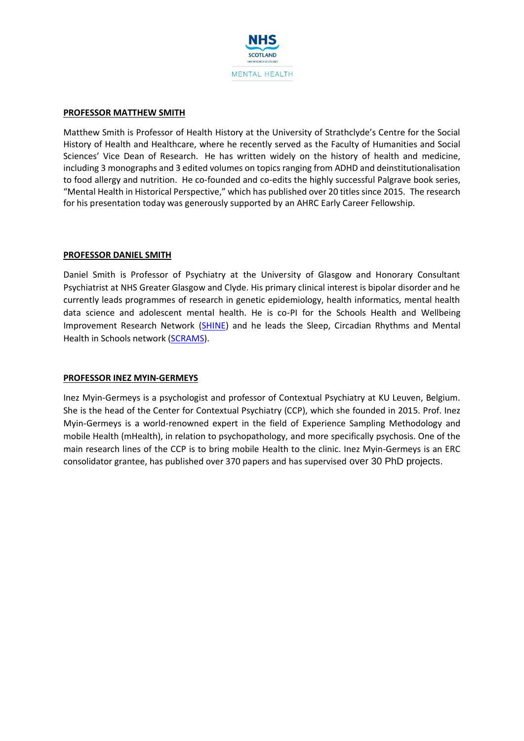**PROFESSOR MATTHEW SMITH**

Matthew Smith is Professor of Health History at the University of Strathclyde's Centre for the Social History of Health and Healthcare, where he recently served as the Faculty of Humanities and Social Sciences' Vice Dean of Research. He has written widely on the history of health and medicine, including 3 monographs and 3 edited volumes on topics ranging from ADHD and deinstitutionalisation to food allergy and nutrition. He co-founded and co-edits the highly successful Palgrave book series, "Mental Health in Historical Perspective," which has published over 20 titles since 2015. The research for his presentation today was generously supported by an AHRC Early Career Fellowship.

**PROFESSOR DANIEL SMITH**

Daniel Smith is Professor of Psychiatry at the University of Glasgow and Honorary Consultant Psychiatrist at NHS Greater Glasgow and Clyde. His primary clinical interest is bipolar disorder and he currently leads programmes of research in genetic epidemiology, health informatics, mental health data science and adolescent mental health. He is co-PI for the Schools Health and Wellbeing Improvement Research Network (SHINE) and he leads the Sleep, Circadian Rhythms and Mental Health in Schools network (SCRAMS).

**PROFESSOR INEZ MYIN-GERMEYS**

Inez Myin-Germeys is a psychologist and professor of Contextual Psychiatry at KU Leuven, Belgium. She is the head of the Center for Contextual Psychiatry (CCP), which she founded in 2015. Prof. Inez Myin-Germeys is a world-renowned expert in the field of Experience Sampling Methodology and mobile Health (mHealth), in relation to psychopathology, and more specifically psychosis. One of the main research lines of the CCP is to bring mobile Health to the clinic. Inez Myin-Germeys is an ERC consolidator grantee, has published over 370 papers and has supervised over 30 PhD projects.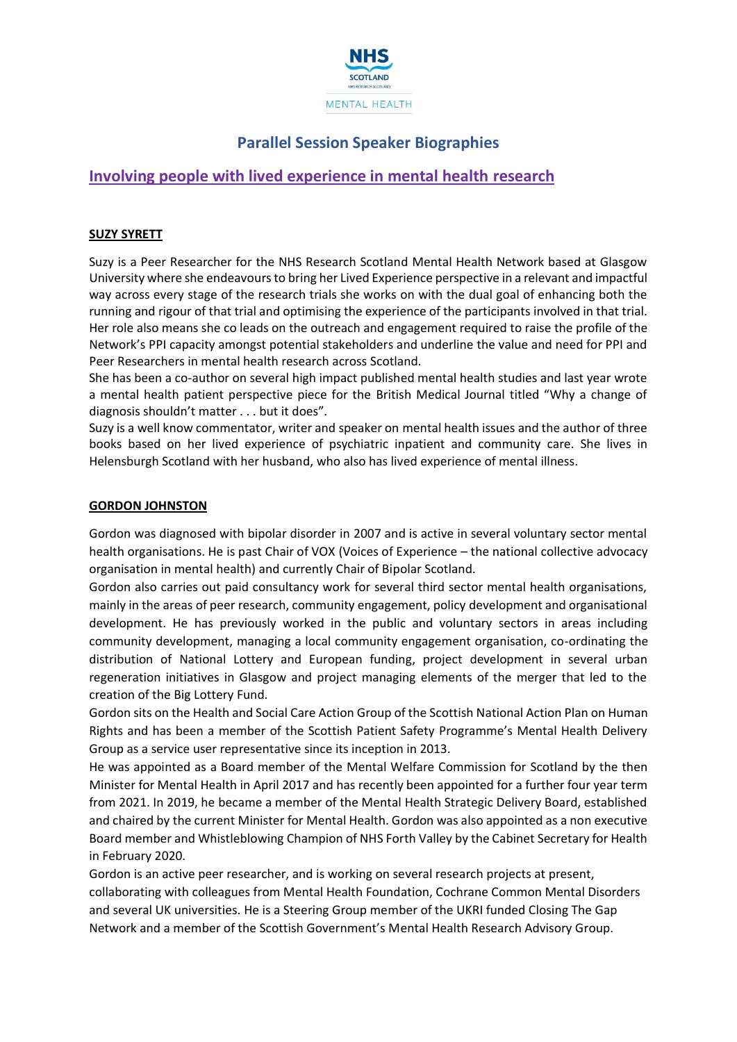## Parallel Session Speaker Biographies

### Involving people with lived experience in mental health research

**SUZY SYRETT**

Suzy is a Peer Researcher for the NHS Research Scotland Mental Health Network based at Glasgow University where she endeavours to bring her Lived Experience perspective in a relevant and impactful way across every stage of the research trials she works on with the dual goal of enhancing both the running and rigour of that trial and optimising the experience of the participants involved in that trial. Her role also means she co leads on the outreach and engagement required to raise the profile of the Network's PPI capacity amongst potential stakeholders and underline the value and need for PPI and Peer Researchers in mental health research across Scotland.

She has been a co-author on several high impact published mental health studies and last year wrote a mental health patient perspective piece for the British Medical Journal titled "Why a change of diagnosis shouldn't matter . . . but it does".

Suzy is a well know commentator, writer and speaker on mental health issues and the author of three books based on her lived experience of psychiatric inpatient and community care. She lives in Helensburgh Scotland with her husband, who also has lived experience of mental illness.

**GORDON JOHNSTON**

Gordon was diagnosed with bipolar disorder in 2007 and is active in several voluntary sector mental health organisations. He is past Chair of VOX (Voices of Experience – the national collective advocacy organisation in mental health) and currently Chair of Bipolar Scotland.

Gordon also carries out paid consultancy work for several third sector mental health organisations, mainly in the areas of peer research, community engagement, policy development and organisational development. He has previously worked in the public and voluntary sectors in areas including community development, managing a local community engagement organisation, co-ordinating the distribution of National Lottery and European funding, project development in several urban regeneration initiatives in Glasgow and project managing elements of the merger that led to the creation of the Big Lottery Fund.

Gordon sits on the Health and Social Care Action Group of the Scottish National Action Plan on Human Rights and has been a member of the Scottish Patient Safety Programme's Mental Health Delivery Group as a service user representative since its inception in 2013.

He was appointed as a Board member of the Mental Welfare Commission for Scotland by the then Minister for Mental Health in April 2017 and has recently been appointed for a further four year term from 2021. In 2019, he became a member of the Mental Health Strategic Delivery Board, established and chaired by the current Minister for Mental Health. Gordon was also appointed as a non executive Board member and Whistleblowing Champion of NHS Forth Valley by the Cabinet Secretary for Health in February 2020.

Gordon is an active peer researcher, and is working on several research projects at present, collaborating with colleagues from Mental Health Foundation, Cochrane Common Mental Disorders and several UK universities. He is a Steering Group member of the UKRI funded Closing The Gap Network and a member of the Scottish Government's Mental Health Research Advisory Group.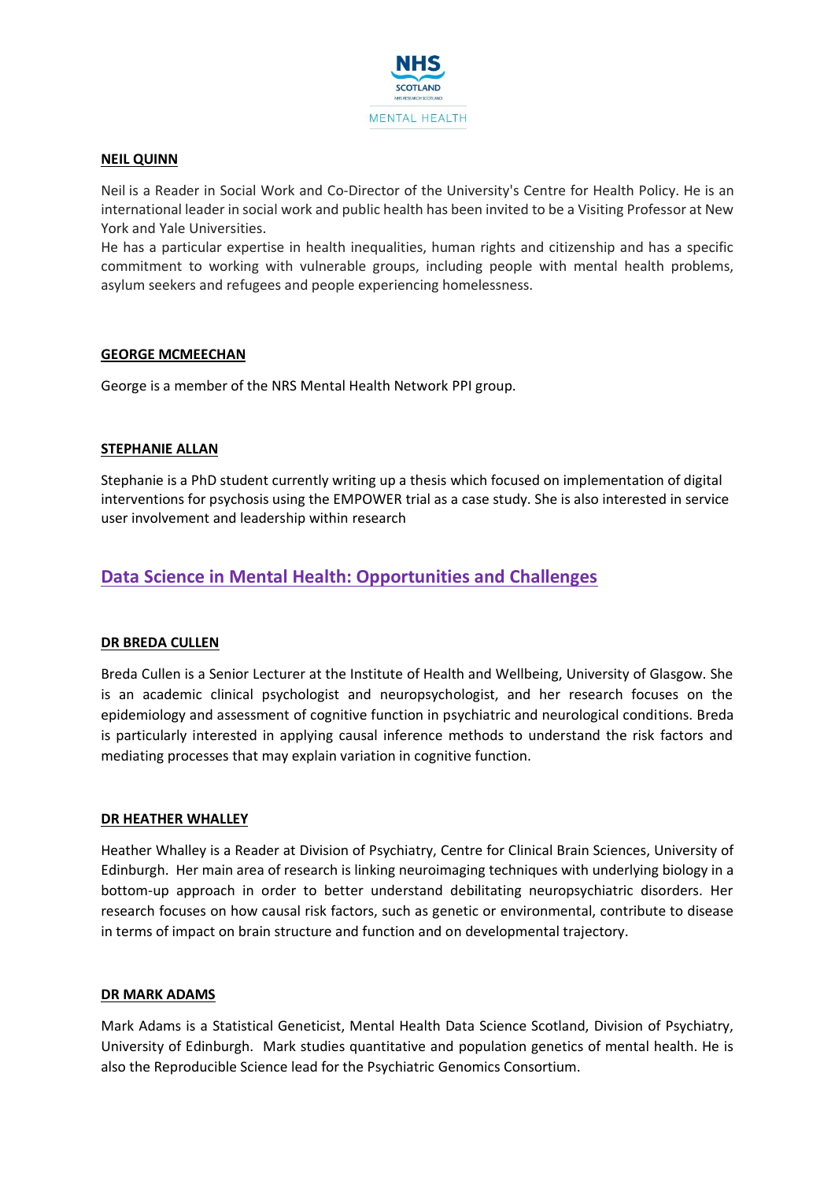**NEIL QUINN**

Neil is a Reader in Social Work and Co-Director of the University's Centre for Health Policy. He is an international leader in social work and public health has been invited to be a Visiting Professor at New York and Yale Universities.
He has a particular expertise in health inequalities, human rights and citizenship and has a specific commitment to working with vulnerable groups, including people with mental health problems, asylum seekers and refugees and people experiencing homelessness.

**GEORGE MCMEECHAN**

George is a member of the NRS Mental Health Network PPI group.

**STEPHANIE ALLAN**

Stephanie is a PhD student currently writing up a thesis which focused on implementation of digital interventions for psychosis using the EMPOWER trial as a case study. She is also interested in service user involvement and leadership within research

## Data Science in Mental Health: Opportunities and Challenges

**DR BREDA CULLEN**

Breda Cullen is a Senior Lecturer at the Institute of Health and Wellbeing, University of Glasgow. She is an academic clinical psychologist and neuropsychologist, and her research focuses on the epidemiology and assessment of cognitive function in psychiatric and neurological conditions. Breda is particularly interested in applying causal inference methods to understand the risk factors and mediating processes that may explain variation in cognitive function.

**DR HEATHER WHALLEY**

Heather Whalley is a Reader at Division of Psychiatry, Centre for Clinical Brain Sciences, University of Edinburgh. Her main area of research is linking neuroimaging techniques with underlying biology in a bottom-up approach in order to better understand debilitating neuropsychiatric disorders. Her research focuses on how causal risk factors, such as genetic or environmental, contribute to disease in terms of impact on brain structure and function and on developmental trajectory.

**DR MARK ADAMS**

Mark Adams is a Statistical Geneticist, Mental Health Data Science Scotland, Division of Psychiatry, University of Edinburgh. Mark studies quantitative and population genetics of mental health. He is also the Reproducible Science lead for the Psychiatric Genomics Consortium.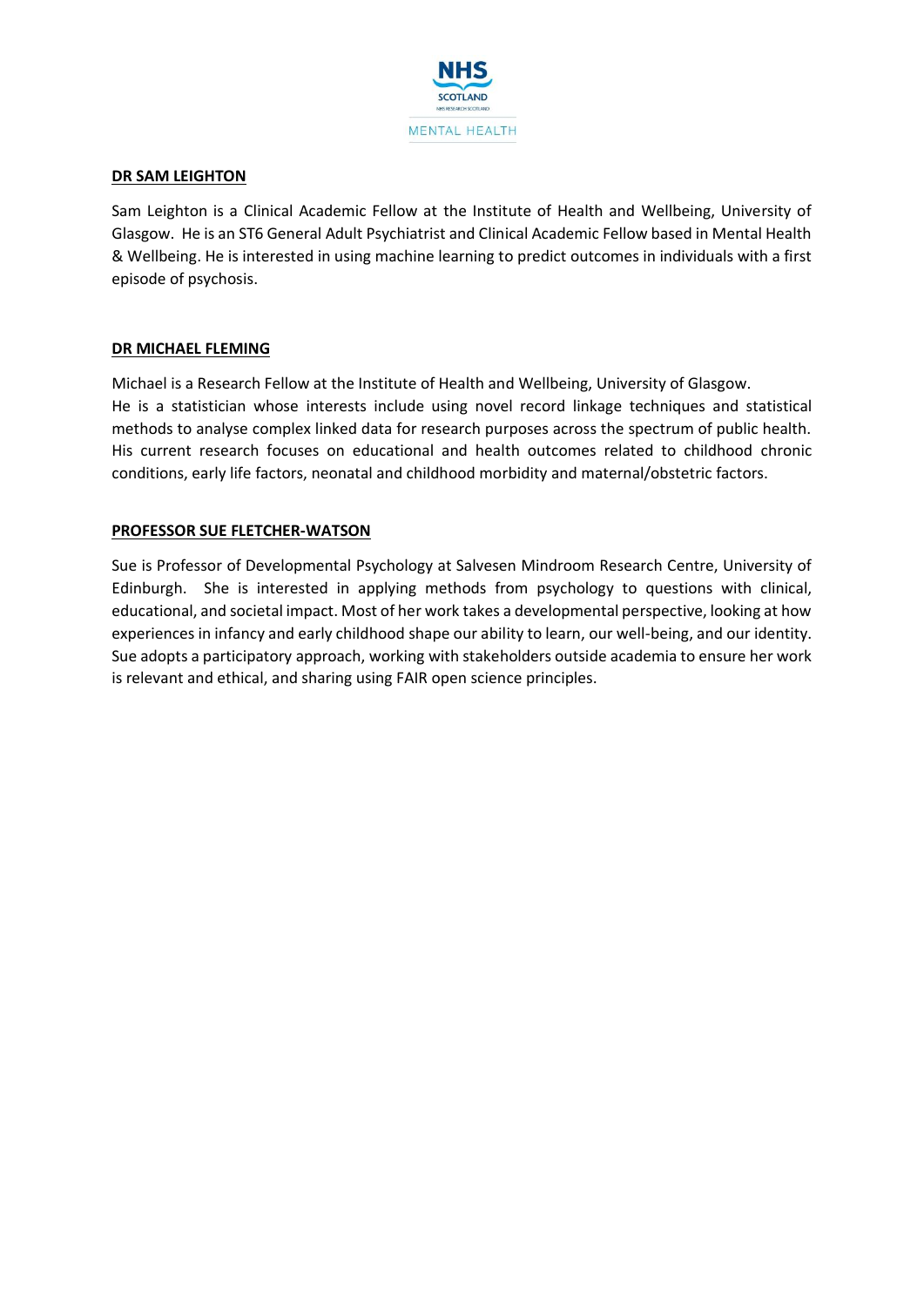**DR SAM LEIGHTON**

Sam Leighton is a Clinical Academic Fellow at the Institute of Health and Wellbeing, University of Glasgow. He is an ST6 General Adult Psychiatrist and Clinical Academic Fellow based in Mental Health & Wellbeing. He is interested in using machine learning to predict outcomes in individuals with a first episode of psychosis.

**DR MICHAEL FLEMING**

Michael is a Research Fellow at the Institute of Health and Wellbeing, University of Glasgow.
He is a statistician whose interests include using novel record linkage techniques and statistical methods to analyse complex linked data for research purposes across the spectrum of public health. His current research focuses on educational and health outcomes related to childhood chronic conditions, early life factors, neonatal and childhood morbidity and maternal/obstetric factors.

**PROFESSOR SUE FLETCHER-WATSON**

Sue is Professor of Developmental Psychology at Salvesen Mindroom Research Centre, University of Edinburgh. She is interested in applying methods from psychology to questions with clinical, educational, and societal impact. Most of her work takes a developmental perspective, looking at how experiences in infancy and early childhood shape our ability to learn, our well-being, and our identity. Sue adopts a participatory approach, working with stakeholders outside academia to ensure her work is relevant and ethical, and sharing using FAIR open science principles.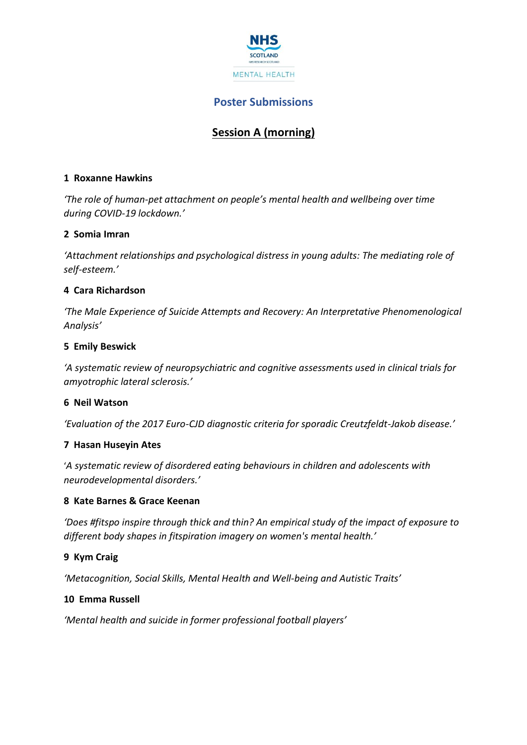NHS SCOTLAND

MENTAL HEALTH

## Poster Submissions

## Session A (morning)

**1 Roxanne Hawkins**

*'The role of human-pet attachment on people's mental health and wellbeing over time during COVID-19 lockdown.'*

**2 Somia Imran**

*'Attachment relationships and psychological distress in young adults: The mediating role of self-esteem.'*

**4 Cara Richardson**

*'The Male Experience of Suicide Attempts and Recovery: An Interpretative Phenomenological Analysis'*

**5 Emily Beswick**

*'A systematic review of neuropsychiatric and cognitive assessments used in clinical trials for amyotrophic lateral sclerosis.'*

**6 Neil Watson**

*'Evaluation of the 2017 Euro-CJD diagnostic criteria for sporadic Creutzfeldt-Jakob disease.'*

**7 Hasan Huseyin Ates**

*'A systematic review of disordered eating behaviours in children and adolescents with neurodevelopmental disorders.'*

**8 Kate Barnes & Grace Keenan**

*'Does #fitspo inspire through thick and thin? An empirical study of the impact of exposure to different body shapes in fitspiration imagery on women's mental health.'*

**9 Kym Craig**

*'Metacognition, Social Skills, Mental Health and Well-being and Autistic Traits'*

**10 Emma Russell**

*'Mental health and suicide in former professional football players'*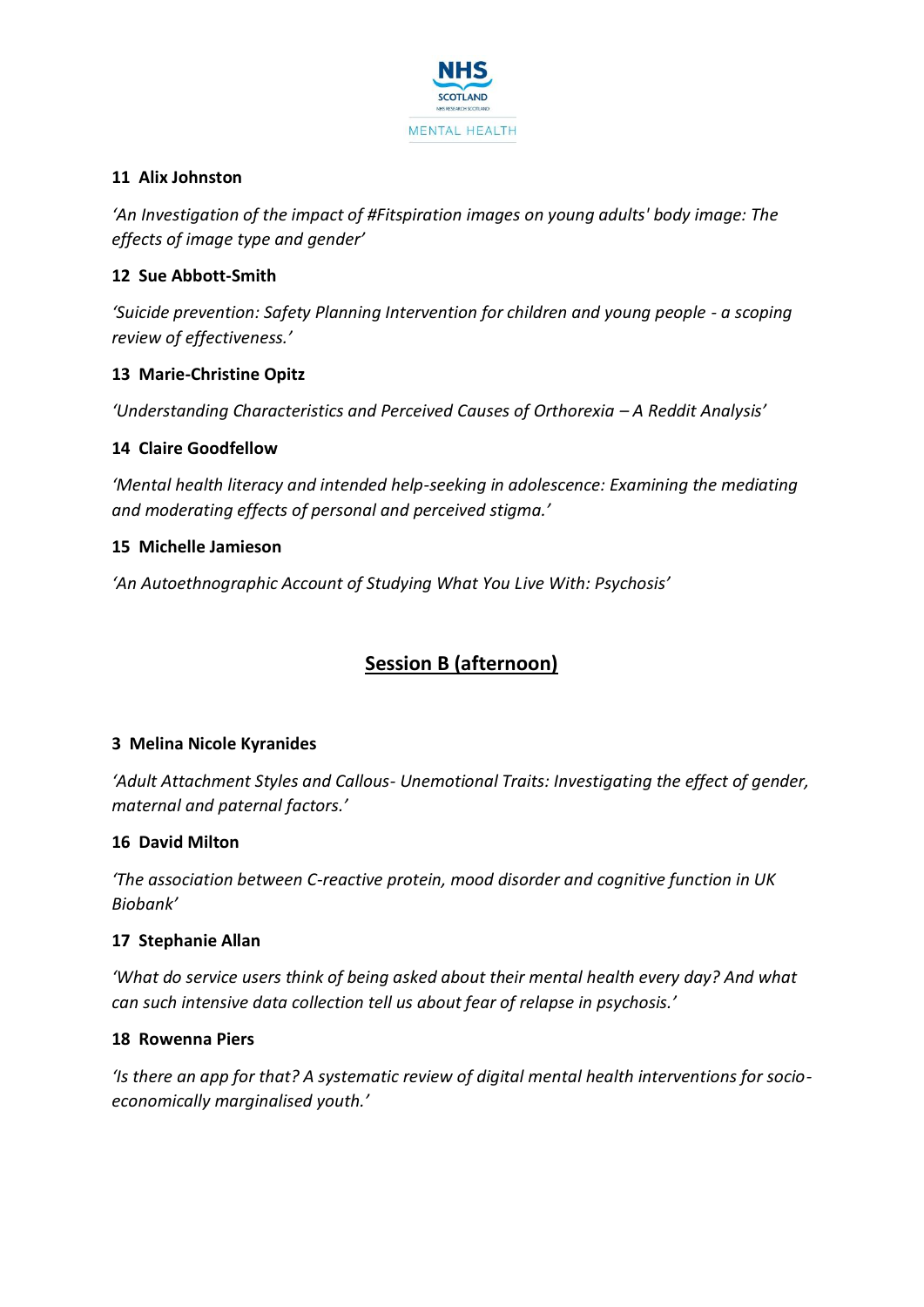**11 Alix Johnston**

*'An Investigation of the impact of #Fitspiration images on young adults' body image: The effects of image type and gender'*

**12 Sue Abbott-Smith**

*'Suicide prevention: Safety Planning Intervention for children and young people - a scoping review of effectiveness.'*

**13 Marie-Christine Opitz**

*'Understanding Characteristics and Perceived Causes of Orthorexia – A Reddit Analysis'*

**14 Claire Goodfellow**

*'Mental health literacy and intended help-seeking in adolescence: Examining the mediating and moderating effects of personal and perceived stigma.'*

**15 Michelle Jamieson**

*'An Autoethnographic Account of Studying What You Live With: Psychosis'*

## Session B (afternoon)

**3 Melina Nicole Kyranides**

*'Adult Attachment Styles and Callous- Unemotional Traits: Investigating the effect of gender, maternal and paternal factors.'*

**16 David Milton**

*'The association between C-reactive protein, mood disorder and cognitive function in UK Biobank'*

**17 Stephanie Allan**

*'What do service users think of being asked about their mental health every day? And what can such intensive data collection tell us about fear of relapse in psychosis.'*

**18 Rowenna Piers**

*'Is there an app for that? A systematic review of digital mental health interventions for socio-economically marginalised youth.'*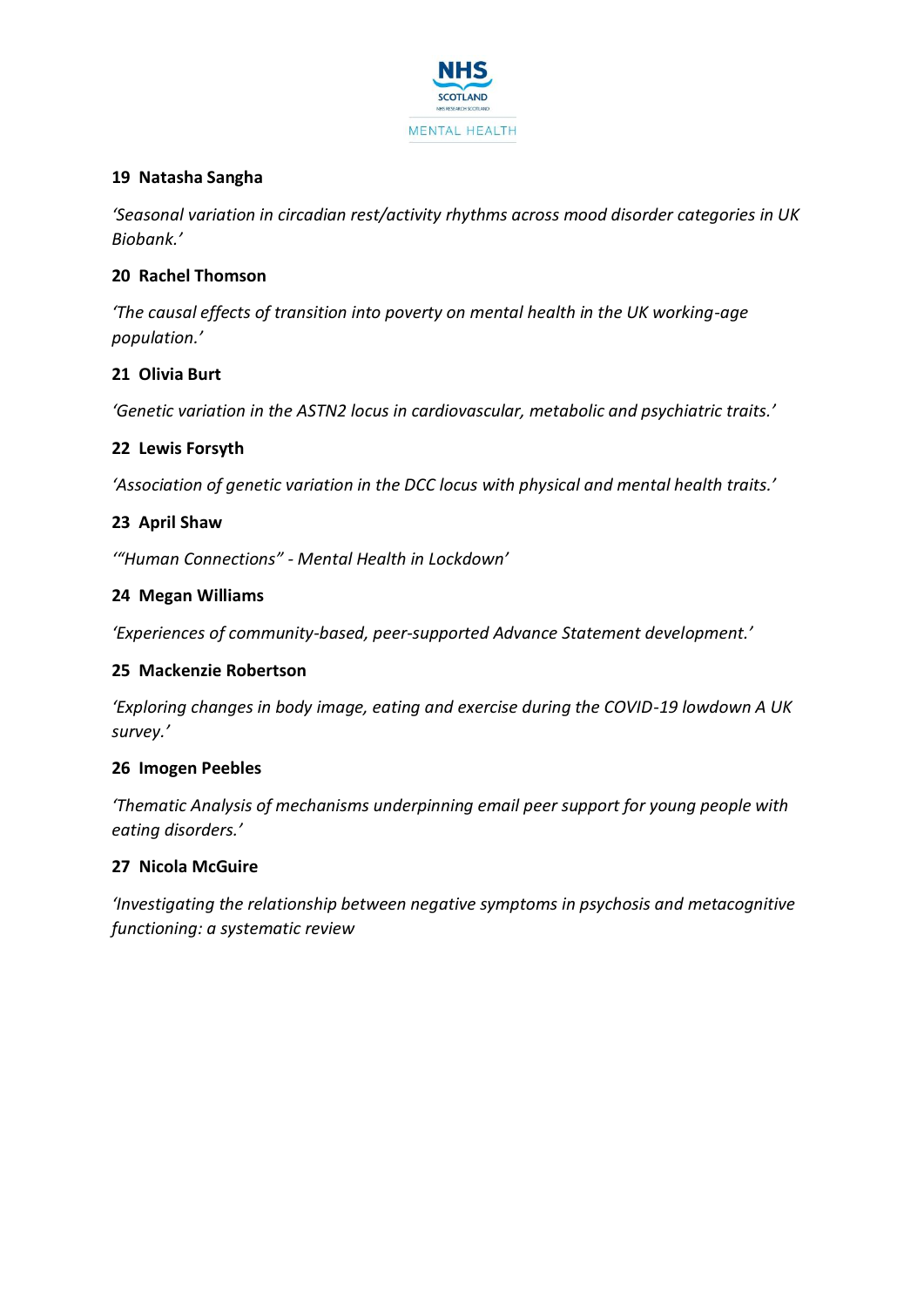**19 Natasha Sangha**

*'Seasonal variation in circadian rest/activity rhythms across mood disorder categories in UK Biobank.'*

**20 Rachel Thomson**

*'The causal effects of transition into poverty on mental health in the UK working-age population.'*

**21 Olivia Burt**

*'Genetic variation in the ASTN2 locus in cardiovascular, metabolic and psychiatric traits.'*

**22 Lewis Forsyth**

*'Association of genetic variation in the DCC locus with physical and mental health traits.'*

**23 April Shaw**

*'"Human Connections" - Mental Health in Lockdown'*

**24 Megan Williams**

*'Experiences of community-based, peer-supported Advance Statement development.'*

**25 Mackenzie Robertson**

*'Exploring changes in body image, eating and exercise during the COVID-19 lowdown A UK survey.'*

**26 Imogen Peebles**

*'Thematic Analysis of mechanisms underpinning email peer support for young people with eating disorders.'*

**27 Nicola McGuire**

*'Investigating the relationship between negative symptoms in psychosis and metacognitive functioning: a systematic review*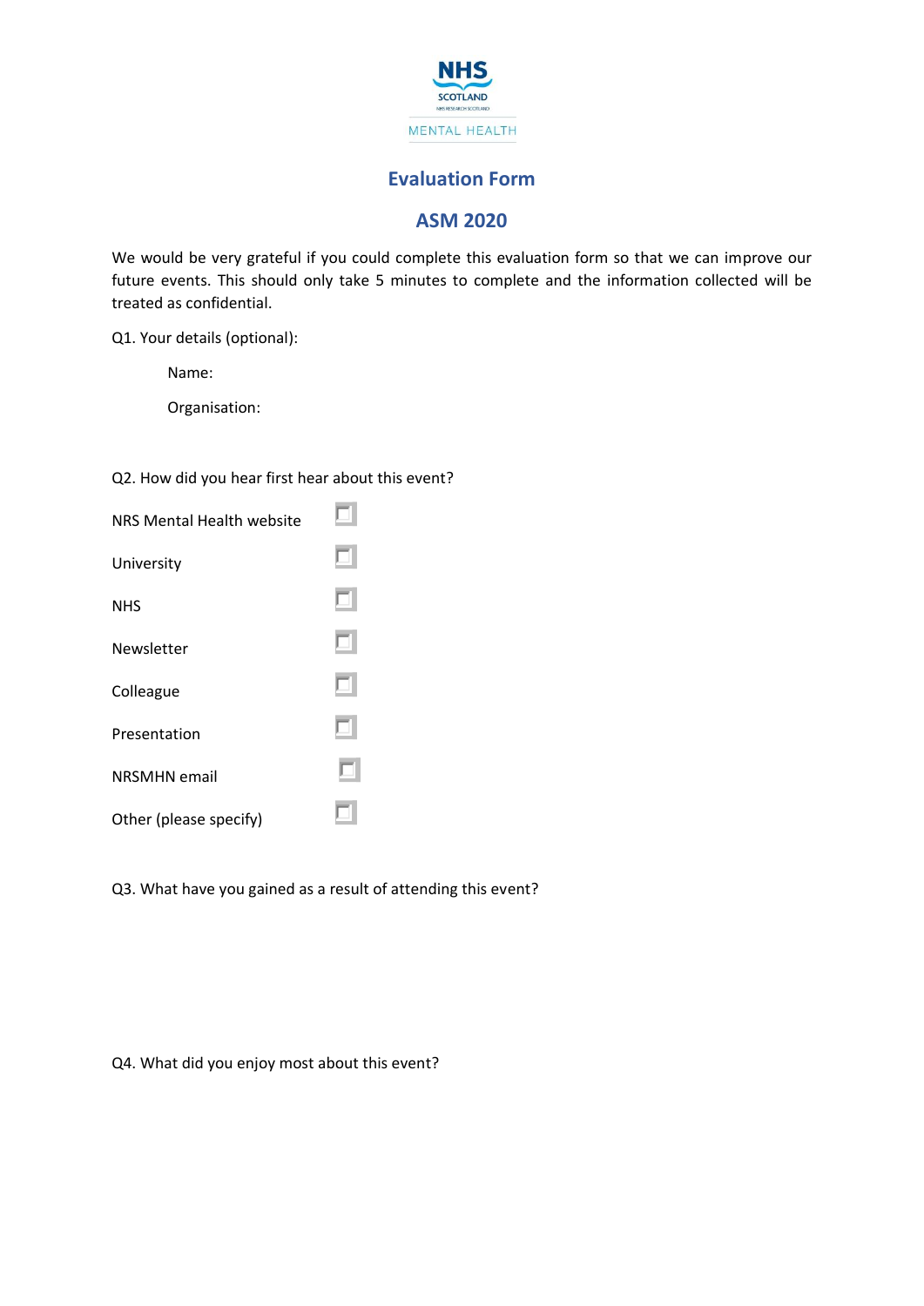NHS SCOTLAND

MENTAL HEALTH

## Evaluation Form

## ASM 2020

We would be very grateful if you could complete this evaluation form so that we can improve our future events. This should only take 5 minutes to complete and the information collected will be treated as confidential.

Q1. Your details (optional):

Name:

Organisation:

Q2. How did you hear first hear about this event?

- [ ] NRS Mental Health website
- [ ] University
- [ ] NHS
- [ ] Newsletter
- [ ] Colleague
- [ ] Presentation
- [ ] NRSMHN email
- [ ] Other (please specify)

Q3. What have you gained as a result of attending this event?

Q4. What did you enjoy most about this event?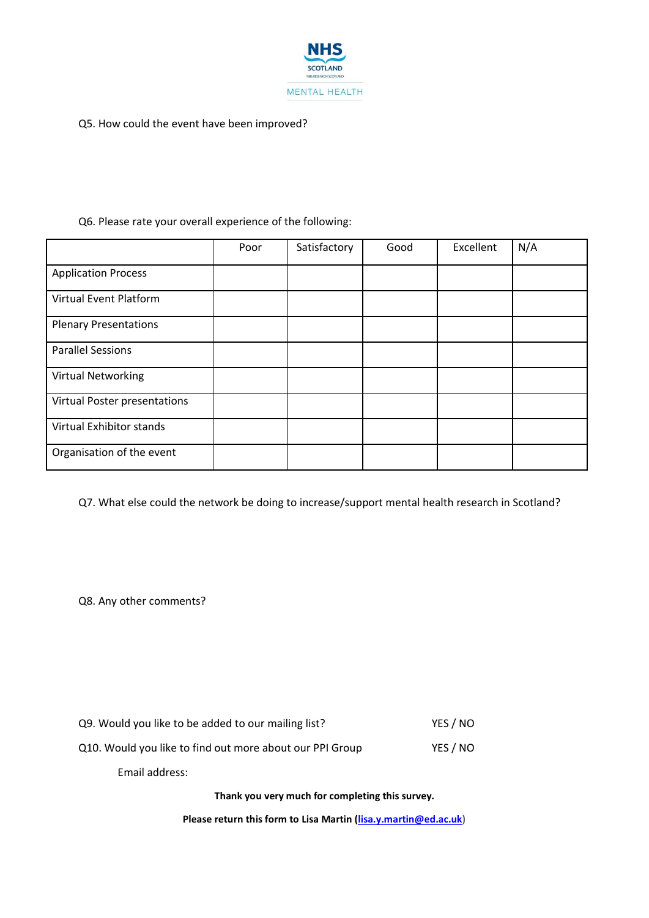Q5. How could the event have been improved?

Q6. Please rate your overall experience of the following:

| | Poor | Satisfactory | Good | Excellent | N/A |
|---|---|---|---|---|---|
| Application Process | | | | | |
| Virtual Event Platform | | | | | |
| Plenary Presentations | | | | | |
| Parallel Sessions | | | | | |
| Virtual Networking | | | | | |
| Virtual Poster presentations | | | | | |
| Virtual Exhibitor stands | | | | | |
| Organisation of the event | | | | | |

Q7. What else could the network be doing to increase/support mental health research in Scotland?

Q8. Any other comments?

Q9. Would you like to be added to our mailing list? YES / NO

Q10. Would you like to find out more about our PPI Group YES / NO

Email address:

**Thank you very much for completing this survey.**

**Please return this form to Lisa Martin (lisa.y.martin@ed.ac.uk)**